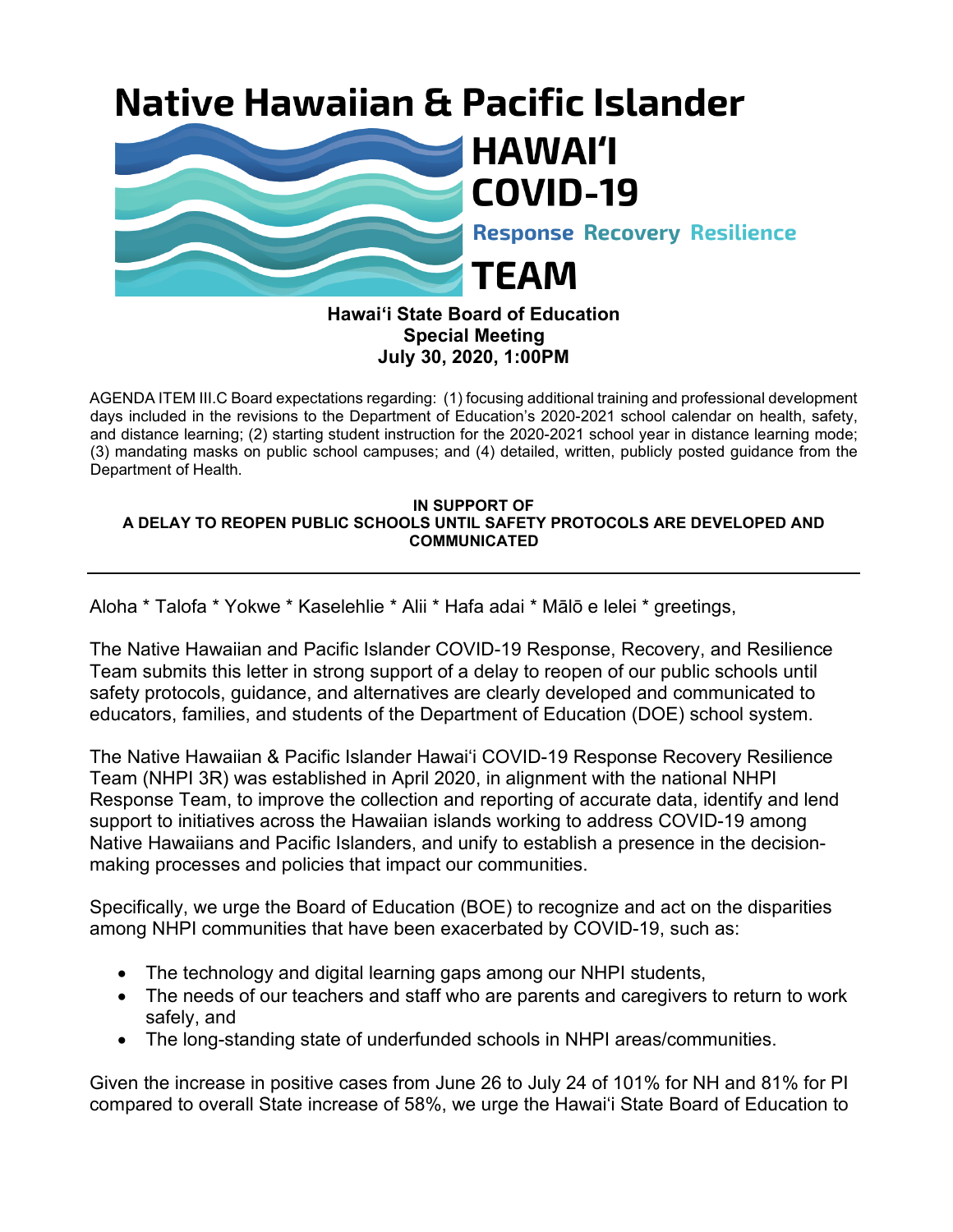# Native Hawaiian & Pacific Islander HAWAIʻI COVID-19 Response Recovery Resilience TEAM

**Hawaiʻi State Board of Education**
**Special Meeting**
**July 30, 2020, 1:00PM**

AGENDA ITEM III.C Board expectations regarding: (1) focusing additional training and professional development days included in the revisions to the Department of Education's 2020-2021 school calendar on health, safety, and distance learning; (2) starting student instruction for the 2020-2021 school year in distance learning mode; (3) mandating masks on public school campuses; and (4) detailed, written, publicly posted guidance from the Department of Health.

**IN SUPPORT OF**
**A DELAY TO REOPEN PUBLIC SCHOOLS UNTIL SAFETY PROTOCOLS ARE DEVELOPED AND COMMUNICATED**

---

Aloha * Talofa * Yokwe * Kaselehlie * Alii * Hafa adai * Mālō e lelei * greetings,

The Native Hawaiian and Pacific Islander COVID-19 Response, Recovery, and Resilience Team submits this letter in strong support of a delay to reopen of our public schools until safety protocols, guidance, and alternatives are clearly developed and communicated to educators, families, and students of the Department of Education (DOE) school system.

The Native Hawaiian & Pacific Islander Hawaiʻi COVID-19 Response Recovery Resilience Team (NHPI 3R) was established in April 2020, in alignment with the national NHPI Response Team, to improve the collection and reporting of accurate data, identify and lend support to initiatives across the Hawaiian islands working to address COVID-19 among Native Hawaiians and Pacific Islanders, and unify to establish a presence in the decision-making processes and policies that impact our communities.

Specifically, we urge the Board of Education (BOE) to recognize and act on the disparities among NHPI communities that have been exacerbated by COVID-19, such as:

- The technology and digital learning gaps among our NHPI students,
- The needs of our teachers and staff who are parents and caregivers to return to work safely, and
- The long-standing state of underfunded schools in NHPI areas/communities.

Given the increase in positive cases from June 26 to July 24 of 101% for NH and 81% for PI compared to overall State increase of 58%, we urge the Hawaiʻi State Board of Education to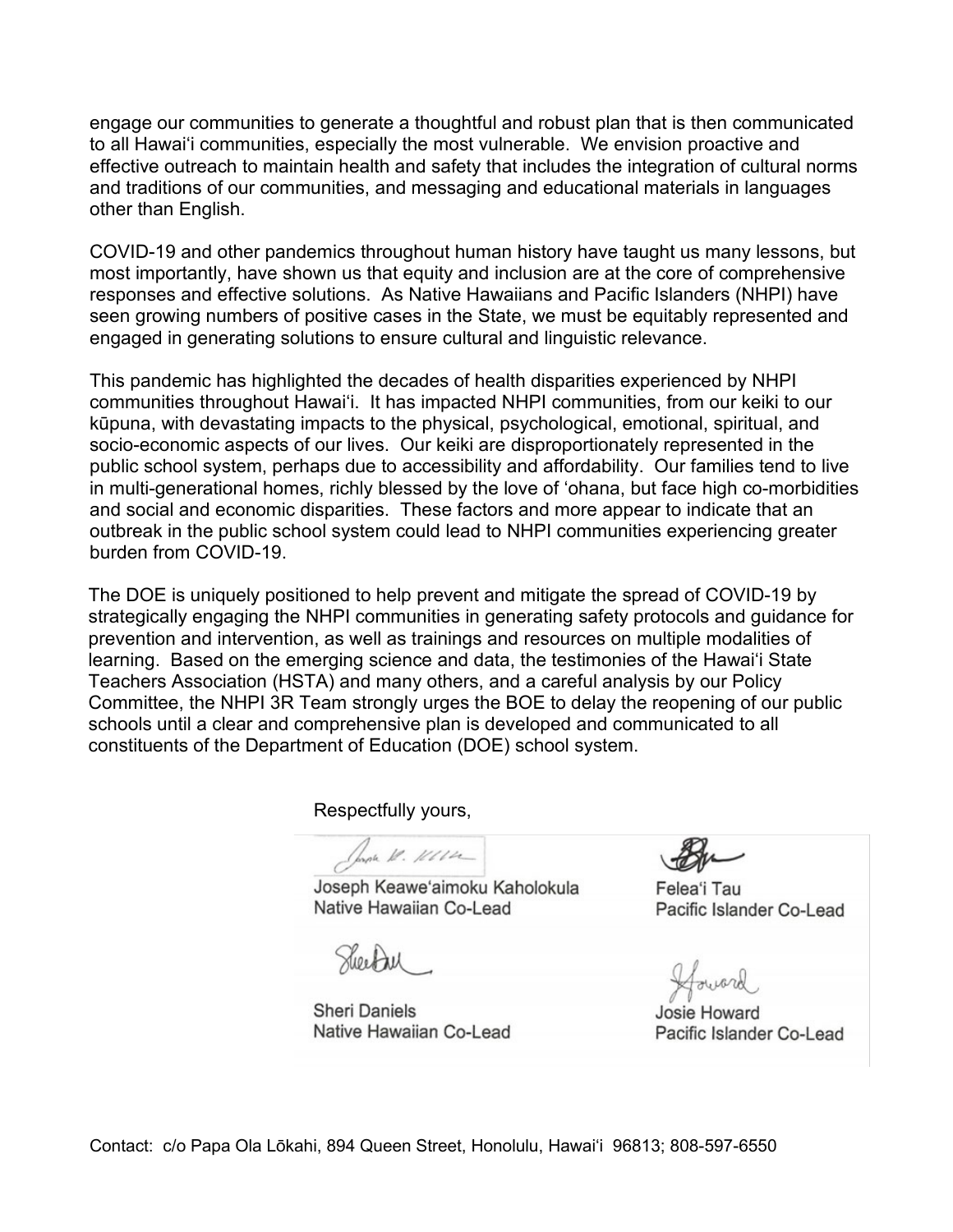engage our communities to generate a thoughtful and robust plan that is then communicated to all Hawaiʻi communities, especially the most vulnerable. We envision proactive and effective outreach to maintain health and safety that includes the integration of cultural norms and traditions of our communities, and messaging and educational materials in languages other than English.

COVID-19 and other pandemics throughout human history have taught us many lessons, but most importantly, have shown us that equity and inclusion are at the core of comprehensive responses and effective solutions. As Native Hawaiians and Pacific Islanders (NHPI) have seen growing numbers of positive cases in the State, we must be equitably represented and engaged in generating solutions to ensure cultural and linguistic relevance.

This pandemic has highlighted the decades of health disparities experienced by NHPI communities throughout Hawaiʻi. It has impacted NHPI communities, from our keiki to our kūpuna, with devastating impacts to the physical, psychological, emotional, spiritual, and socio-economic aspects of our lives. Our keiki are disproportionately represented in the public school system, perhaps due to accessibility and affordability. Our families tend to live in multi-generational homes, richly blessed by the love of ʻohana, but face high co-morbidities and social and economic disparities. These factors and more appear to indicate that an outbreak in the public school system could lead to NHPI communities experiencing greater burden from COVID-19.

The DOE is uniquely positioned to help prevent and mitigate the spread of COVID-19 by strategically engaging the NHPI communities in generating safety protocols and guidance for prevention and intervention, as well as trainings and resources on multiple modalities of learning. Based on the emerging science and data, the testimonies of the Hawaiʻi State Teachers Association (HSTA) and many others, and a careful analysis by our Policy Committee, the NHPI 3R Team strongly urges the BOE to delay the reopening of our public schools until a clear and comprehensive plan is developed and communicated to all constituents of the Department of Education (DOE) school system.

Respectfully yours,

Joseph Keaweʻaimoku Kaholokula
Native Hawaiian Co-Lead

Feleaʻi Tau
Pacific Islander Co-Lead

Sheri Daniels
Native Hawaiian Co-Lead

Josie Howard
Pacific Islander Co-Lead

Contact: c/o Papa Ola Lōkahi, 894 Queen Street, Honolulu, Hawaiʻi 96813; 808-597-6550